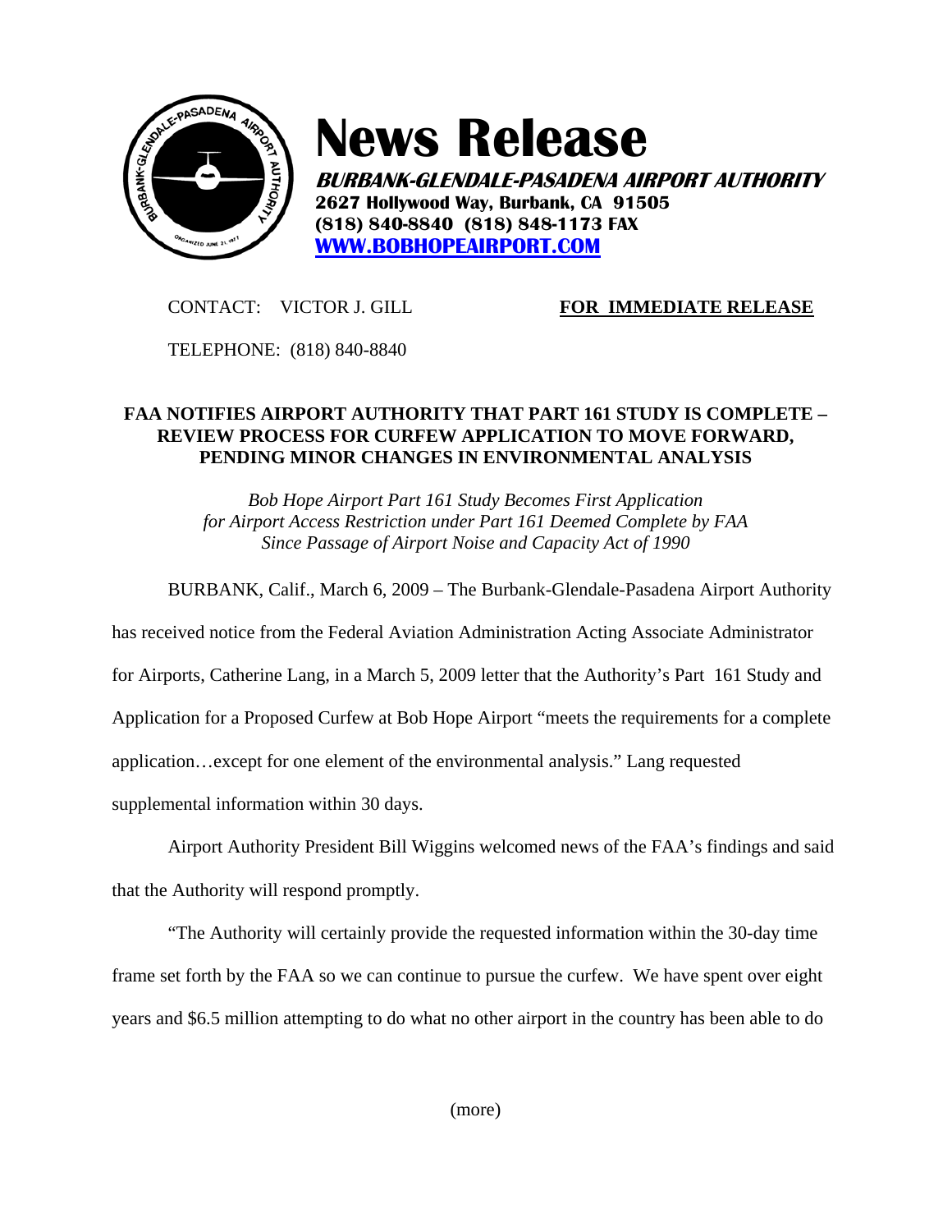# News Release

***BURBANK-GLENDALE-PASADENA AIRPORT AUTHORITY***
**2627 Hollywood Way, Burbank, CA 91505**
**(818) 840-8840 (818) 848-1173 FAX**
**[WWW.BOBHOPEAIRPORT.COM](http://WWW.BOBHOPEAIRPORT.COM)**

CONTACT: VICTOR J. GILL **FOR IMMEDIATE RELEASE**

TELEPHONE: (818) 840-8840

**FAA NOTIFIES AIRPORT AUTHORITY THAT PART 161 STUDY IS COMPLETE – REVIEW PROCESS FOR CURFEW APPLICATION TO MOVE FORWARD, PENDING MINOR CHANGES IN ENVIRONMENTAL ANALYSIS**

*Bob Hope Airport Part 161 Study Becomes First Application for Airport Access Restriction under Part 161 Deemed Complete by FAA Since Passage of Airport Noise and Capacity Act of 1990*

BURBANK, Calif., March 6, 2009 – The Burbank-Glendale-Pasadena Airport Authority has received notice from the Federal Aviation Administration Acting Associate Administrator for Airports, Catherine Lang, in a March 5, 2009 letter that the Authority's Part 161 Study and Application for a Proposed Curfew at Bob Hope Airport "meets the requirements for a complete application…except for one element of the environmental analysis." Lang requested supplemental information within 30 days.

Airport Authority President Bill Wiggins welcomed news of the FAA's findings and said that the Authority will respond promptly.

"The Authority will certainly provide the requested information within the 30-day time frame set forth by the FAA so we can continue to pursue the curfew. We have spent over eight years and $6.5 million attempting to do what no other airport in the country has been able to do

(more)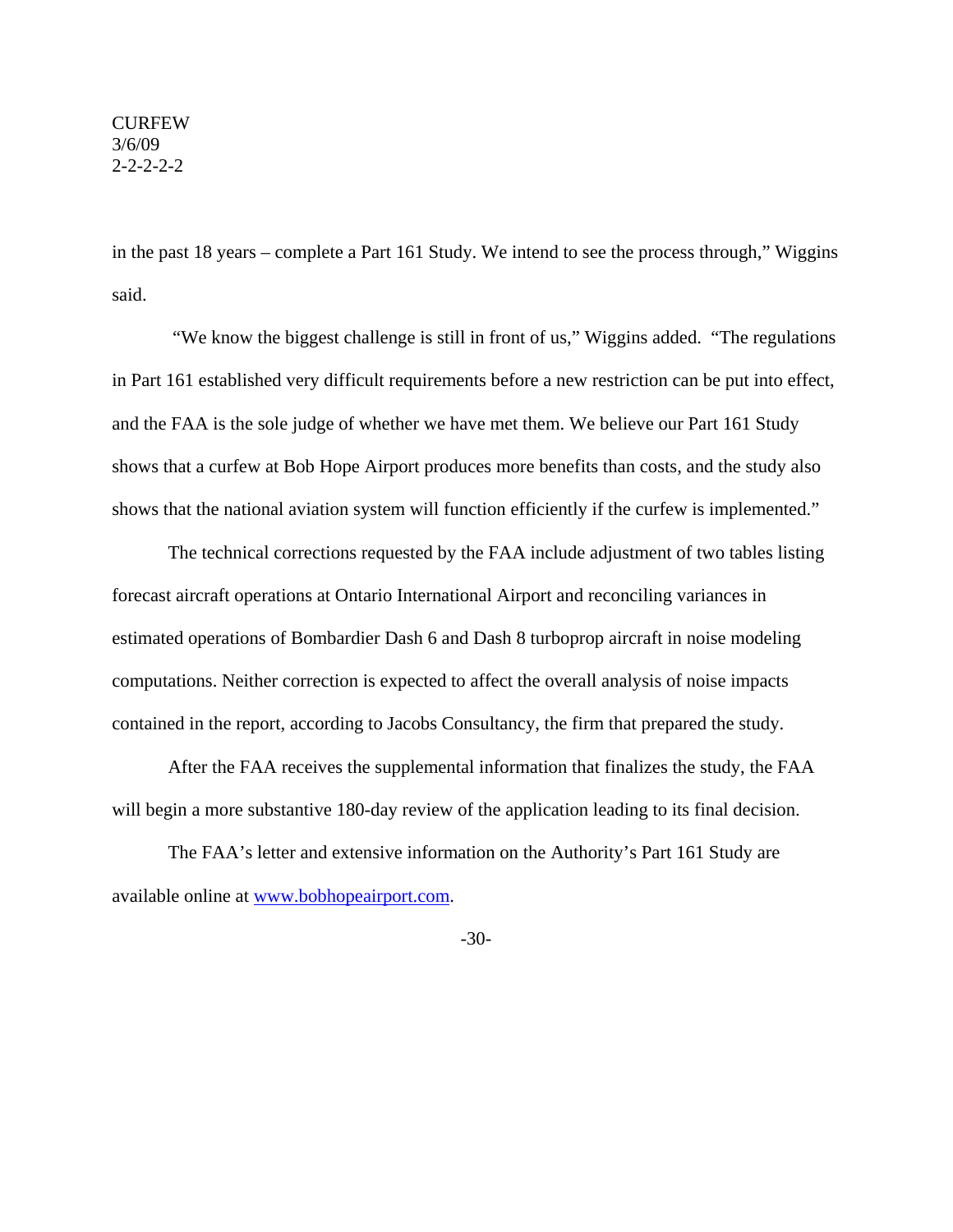in the past 18 years – complete a Part 161 Study. We intend to see the process through," Wiggins said.

"We know the biggest challenge is still in front of us," Wiggins added. "The regulations in Part 161 established very difficult requirements before a new restriction can be put into effect, and the FAA is the sole judge of whether we have met them. We believe our Part 161 Study shows that a curfew at Bob Hope Airport produces more benefits than costs, and the study also shows that the national aviation system will function efficiently if the curfew is implemented."

The technical corrections requested by the FAA include adjustment of two tables listing forecast aircraft operations at Ontario International Airport and reconciling variances in estimated operations of Bombardier Dash 6 and Dash 8 turboprop aircraft in noise modeling computations. Neither correction is expected to affect the overall analysis of noise impacts contained in the report, according to Jacobs Consultancy, the firm that prepared the study.

After the FAA receives the supplemental information that finalizes the study, the FAA will begin a more substantive 180-day review of the application leading to its final decision.

The FAA's letter and extensive information on the Authority's Part 161 Study are available online at www.bobhopeairport.com.

-30-